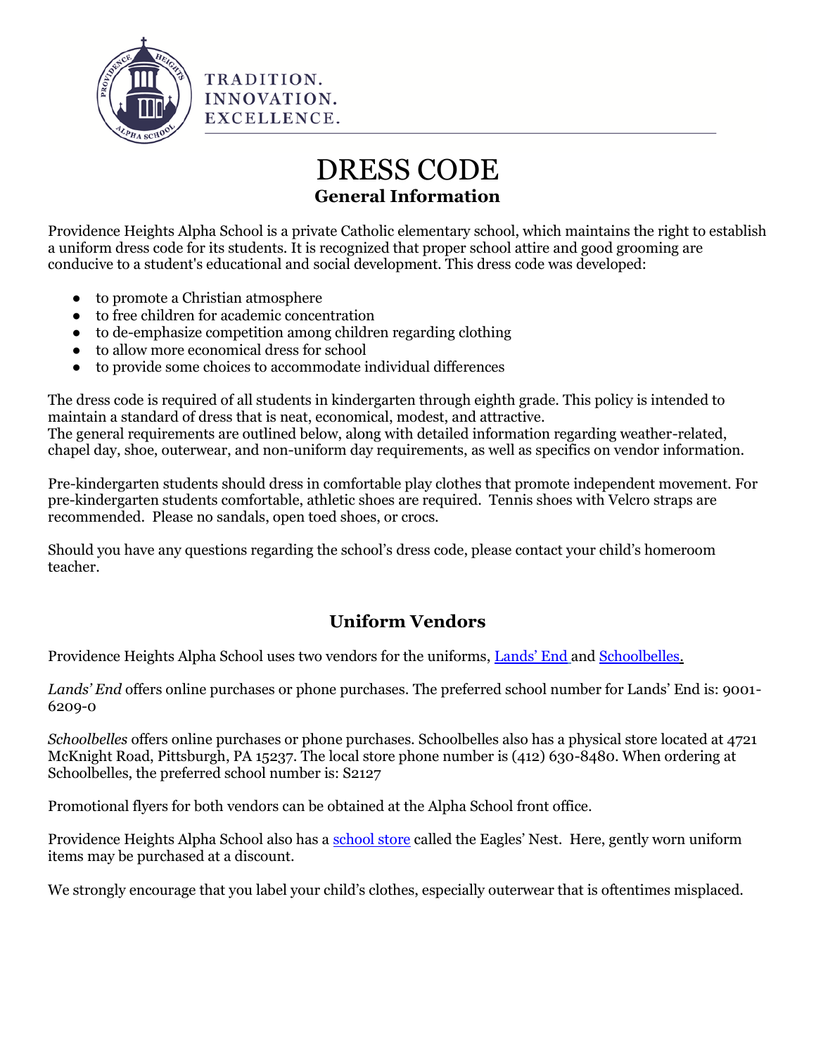TRADITION.
INNOVATION.
EXCELLENCE.

# DRESS CODE

## General Information

Providence Heights Alpha School is a private Catholic elementary school, which maintains the right to establish a uniform dress code for its students. It is recognized that proper school attire and good grooming are conducive to a student's educational and social development. This dress code was developed:

- to promote a Christian atmosphere
- to free children for academic concentration
- to de-emphasize competition among children regarding clothing
- to allow more economical dress for school
- to provide some choices to accommodate individual differences

The dress code is required of all students in kindergarten through eighth grade. This policy is intended to maintain a standard of dress that is neat, economical, modest, and attractive.
The general requirements are outlined below, along with detailed information regarding weather-related, chapel day, shoe, outerwear, and non-uniform day requirements, as well as specifics on vendor information.

Pre-kindergarten students should dress in comfortable play clothes that promote independent movement. For pre-kindergarten students comfortable, athletic shoes are required. Tennis shoes with Velcro straps are recommended. Please no sandals, open toed shoes, or crocs.

Should you have any questions regarding the school's dress code, please contact your child's homeroom teacher.

## Uniform Vendors

Providence Heights Alpha School uses two vendors for the uniforms, Lands' End and Schoolbelles.

*Lands' End* offers online purchases or phone purchases. The preferred school number for Lands' End is: 9001-6209-0

*Schoolbelles* offers online purchases or phone purchases. Schoolbelles also has a physical store located at 4721 McKnight Road, Pittsburgh, PA 15237. The local store phone number is (412) 630-8480. When ordering at Schoolbelles, the preferred school number is: S2127

Promotional flyers for both vendors can be obtained at the Alpha School front office.

Providence Heights Alpha School also has a school store called the Eagles' Nest. Here, gently worn uniform items may be purchased at a discount.

We strongly encourage that you label your child's clothes, especially outerwear that is oftentimes misplaced.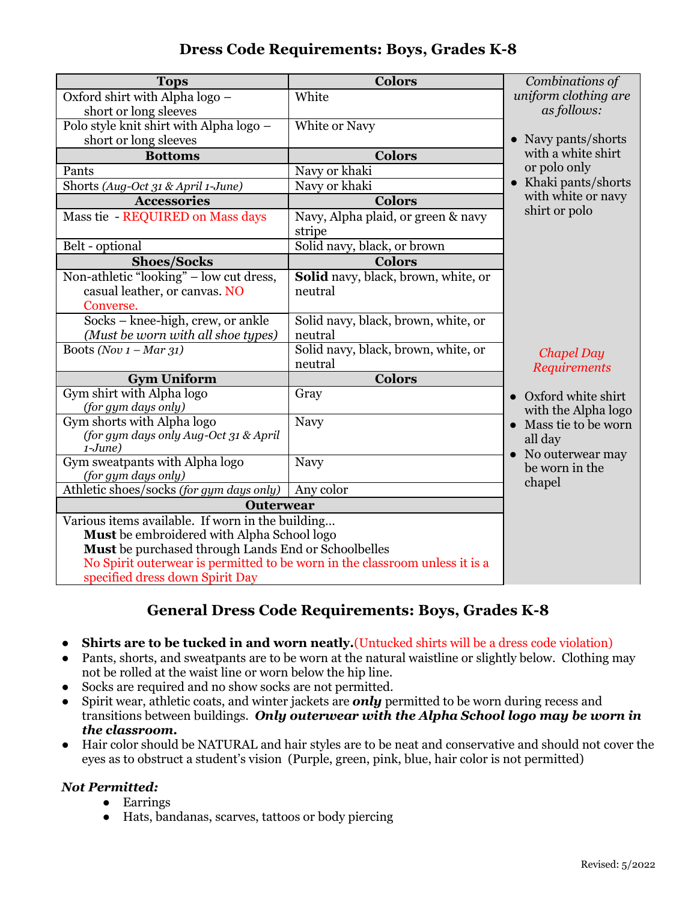# Dress Code Requirements: Boys, Grades K-8

| Tops | Colors |
|---|---|
| Oxford shirt with Alpha logo – short or long sleeves | White |
| Polo style knit shirt with Alpha logo – short or long sleeves | White or Navy |
| **Bottoms** | **Colors** |
| Pants | Navy or khaki |
| Shorts *(Aug-Oct 31 & April 1-June)* | Navy or khaki |
| **Accessories** | **Colors** |
| Mass tie - REQUIRED on Mass days | Navy, Alpha plaid, or green & navy stripe |
| Belt - optional | Solid navy, black, or brown |
| **Shoes/Socks** | **Colors** |
| Non-athletic "looking" – low cut dress, casual leather, or canvas. NO Converse. | **Solid** navy, black, brown, white, or neutral |
| Socks – knee-high, crew, or ankle *(Must be worn with all shoe types)* | Solid navy, black, brown, white, or neutral |
| Boots *(Nov 1 – Mar 31)* | Solid navy, black, brown, white, or neutral |
| **Gym Uniform** | **Colors** |
| Gym shirt with Alpha logo *(for gym days only)* | Gray |
| Gym shorts with Alpha logo *(for gym days only Aug-Oct 31 & April 1-June)* | Navy |
| Gym sweatpants with Alpha logo *(for gym days only)* | Navy |
| Athletic shoes/socks *(for gym days only)* | Any color |

**Outerwear**

Various items available. If worn in the building…
- **Must** be embroidered with Alpha School logo
- **Must** be purchased through Lands End or Schoolbelles
- No Spirit outerwear is permitted to be worn in the classroom unless it is a specified dress down Spirit Day

*Combinations of uniform clothing are as follows:*

- Navy pants/shorts with a white shirt or polo only
- Khaki pants/shorts with white or navy shirt or polo

*Chapel Day Requirements*

- Oxford white shirt with the Alpha logo
- Mass tie to be worn all day
- No outerwear may be worn in the chapel

## General Dress Code Requirements: Boys, Grades K-8

- **Shirts are to be tucked in and worn neatly.** (Untucked shirts will be a dress code violation)
- Pants, shorts, and sweatpants are to be worn at the natural waistline or slightly below. Clothing may not be rolled at the waist line or worn below the hip line.
- Socks are required and no show socks are not permitted.
- Spirit wear, athletic coats, and winter jackets are ***only*** permitted to be worn during recess and transitions between buildings. ***Only outerwear with the Alpha School logo may be worn in the classroom.***
- Hair color should be NATURAL and hair styles are to be neat and conservative and should not cover the eyes as to obstruct a student's vision (Purple, green, pink, blue, hair color is not permitted)

***Not Permitted:***

- Earrings
- Hats, bandanas, scarves, tattoos or body piercing

Revised: 5/2022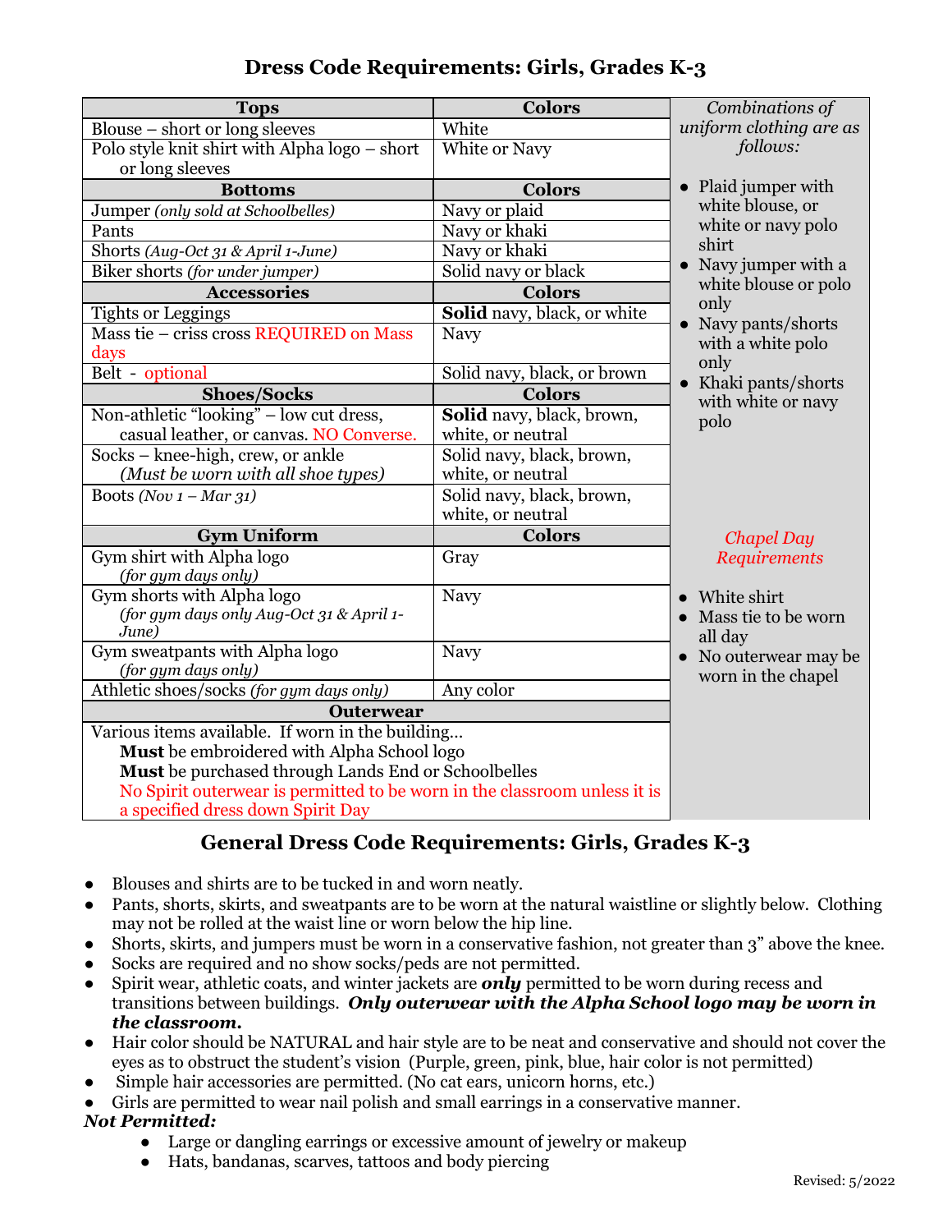# Dress Code Requirements: Girls, Grades K-3

| Tops | Colors |
|---|---|
| Blouse – short or long sleeves | White |
| Polo style knit shirt with Alpha logo – short or long sleeves | White or Navy |
| **Bottoms** | **Colors** |
| Jumper *(only sold at Schoolbelles)* | Navy or plaid |
| Pants | Navy or khaki |
| Shorts *(Aug-Oct 31 & April 1-June)* | Navy or khaki |
| Biker shorts *(for under jumper)* | Solid navy or black |
| **Accessories** | **Colors** |
| Tights or Leggings | **Solid** navy, black, or white |
| Mass tie – criss cross REQUIRED on Mass days | Navy |
| Belt - optional | Solid navy, black, or brown |
| **Shoes/Socks** | **Colors** |
| Non-athletic "looking" – low cut dress, casual leather, or canvas. NO Converse. | **Solid** navy, black, brown, white, or neutral |
| Socks – knee-high, crew, or ankle *(Must be worn with all shoe types)* | Solid navy, black, brown, white, or neutral |
| Boots *(Nov 1 – Mar 31)* | Solid navy, black, brown, white, or neutral |
| **Gym Uniform** | **Colors** |
| Gym shirt with Alpha logo *(for gym days only)* | Gray |
| Gym shorts with Alpha logo *(for gym days only Aug-Oct 31 & April 1-June)* | Navy |
| Gym sweatpants with Alpha logo *(for gym days only)* | Navy |
| Athletic shoes/socks *(for gym days only)* | Any color |
| **Outerwear** | |
| Various items available. If worn in the building… **Must** be embroidered with Alpha School logo; **Must** be purchased through Lands End or Schoolbelles; No Spirit outerwear is permitted to be worn in the classroom unless it is a specified dress down Spirit Day | |

*Combinations of uniform clothing are as follows:*

- Plaid jumper with white blouse, or white or navy polo shirt
- Navy jumper with a white blouse or polo only
- Navy pants/shorts with a white polo only
- Khaki pants/shorts with white or navy polo

*Chapel Day Requirements*

- White shirt
- Mass tie to be worn all day
- No outerwear may be worn in the chapel

## General Dress Code Requirements: Girls, Grades K-3

- Blouses and shirts are to be tucked in and worn neatly.
- Pants, shorts, skirts, and sweatpants are to be worn at the natural waistline or slightly below. Clothing may not be rolled at the waist line or worn below the hip line.
- Shorts, skirts, and jumpers must be worn in a conservative fashion, not greater than 3" above the knee.
- Socks are required and no show socks/peds are not permitted.
- Spirit wear, athletic coats, and winter jackets are ***only*** permitted to be worn during recess and transitions between buildings. ***Only outerwear with the Alpha School logo may be worn in the classroom.***
- Hair color should be NATURAL and hair style are to be neat and conservative and should not cover the eyes as to obstruct the student's vision (Purple, green, pink, blue, hair color is not permitted)
- Simple hair accessories are permitted. (No cat ears, unicorn horns, etc.)
- Girls are permitted to wear nail polish and small earrings in a conservative manner.

***Not Permitted:***

- Large or dangling earrings or excessive amount of jewelry or makeup
- Hats, bandanas, scarves, tattoos and body piercing

Revised: 5/2022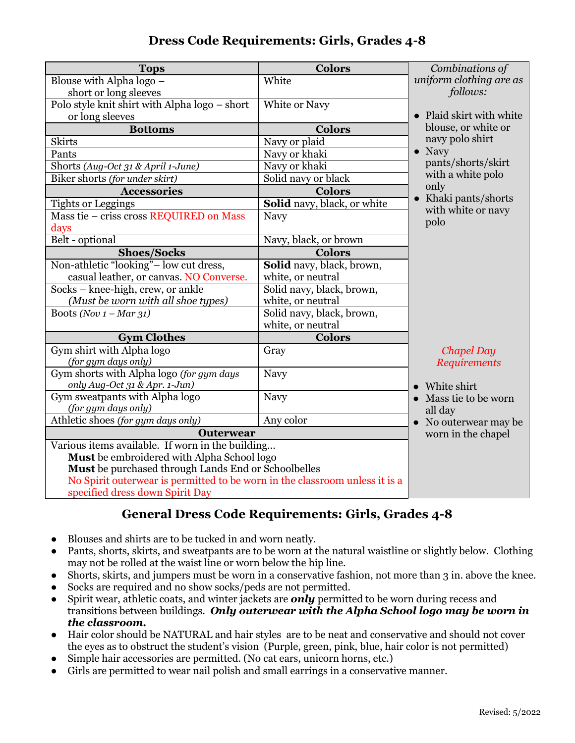## Dress Code Requirements: Girls, Grades 4-8

| Tops | Colors |
|---|---|
| Blouse with Alpha logo – short or long sleeves | White |
| Polo style knit shirt with Alpha logo – short or long sleeves | White or Navy |
| **Bottoms** | **Colors** |
| Skirts | Navy or plaid |
| Pants | Navy or khaki |
| Shorts *(Aug-Oct 31 & April 1-June)* | Navy or khaki |
| Biker shorts *(for under skirt)* | Solid navy or black |
| **Accessories** | **Colors** |
| Tights or Leggings | **Solid** navy, black, or white |
| Mass tie – criss cross REQUIRED on Mass days | Navy |
| Belt - optional | Navy, black, or brown |
| **Shoes/Socks** | **Colors** |
| Non-athletic "looking"– low cut dress, casual leather, or canvas. NO Converse. | **Solid** navy, black, brown, white, or neutral |
| Socks – knee-high, crew, or ankle *(Must be worn with all shoe types)* | Solid navy, black, brown, white, or neutral |
| Boots *(Nov 1 – Mar 31)* | Solid navy, black, brown, white, or neutral |
| **Gym Clothes** | **Colors** |
| Gym shirt with Alpha logo *(for gym days only)* | Gray |
| Gym shorts with Alpha logo *(for gym days only Aug-Oct 31 & Apr. 1-Jun)* | Navy |
| Gym sweatpants with Alpha logo *(for gym days only)* | Navy |
| Athletic shoes *(for gym days only)* | Any color |
| **Outerwear** | |
| Various items available. If worn in the building… **Must** be embroidered with Alpha School logo. **Must** be purchased through Lands End or Schoolbelles. No Spirit outerwear is permitted to be worn in the classroom unless it is a specified dress down Spirit Day | |

*Combinations of uniform clothing are as follows:*

- Plaid skirt with white blouse, or white or navy polo shirt
- Navy pants/shorts/skirt with a white polo only
- Khaki pants/shorts with white or navy polo

*Chapel Day Requirements*

- White shirt
- Mass tie to be worn all day
- No outerwear may be worn in the chapel

## General Dress Code Requirements: Girls, Grades 4-8

- Blouses and shirts are to be tucked in and worn neatly.
- Pants, shorts, skirts, and sweatpants are to be worn at the natural waistline or slightly below. Clothing may not be rolled at the waist line or worn below the hip line.
- Shorts, skirts, and jumpers must be worn in a conservative fashion, not more than 3 in. above the knee.
- Socks are required and no show socks/peds are not permitted.
- Spirit wear, athletic coats, and winter jackets are ***only*** permitted to be worn during recess and transitions between buildings. ***Only outerwear with the Alpha School logo may be worn in the classroom.***
- Hair color should be NATURAL and hair styles are to be neat and conservative and should not cover the eyes as to obstruct the student's vision (Purple, green, pink, blue, hair color is not permitted)
- Simple hair accessories are permitted. (No cat ears, unicorn horns, etc.)
- Girls are permitted to wear nail polish and small earrings in a conservative manner.

Revised: 5/2022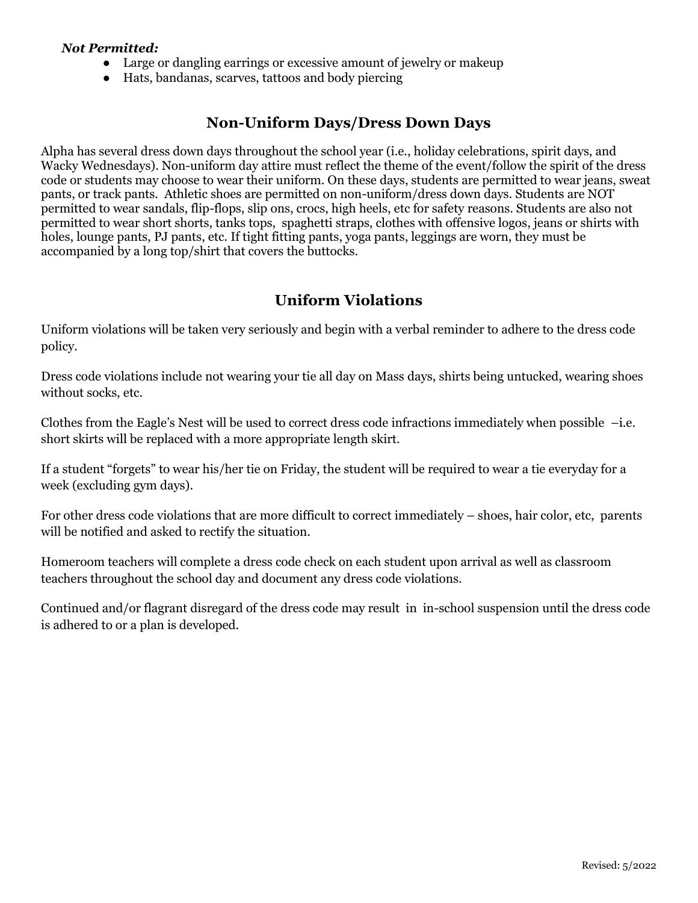***Not Permitted:***

- Large or dangling earrings or excessive amount of jewelry or makeup
- Hats, bandanas, scarves, tattoos and body piercing

## Non-Uniform Days/Dress Down Days

Alpha has several dress down days throughout the school year (i.e., holiday celebrations, spirit days, and Wacky Wednesdays). Non-uniform day attire must reflect the theme of the event/follow the spirit of the dress code or students may choose to wear their uniform. On these days, students are permitted to wear jeans, sweat pants, or track pants. Athletic shoes are permitted on non-uniform/dress down days. Students are NOT permitted to wear sandals, flip-flops, slip ons, crocs, high heels, etc for safety reasons. Students are also not permitted to wear short shorts, tanks tops, spaghetti straps, clothes with offensive logos, jeans or shirts with holes, lounge pants, PJ pants, etc. If tight fitting pants, yoga pants, leggings are worn, they must be accompanied by a long top/shirt that covers the buttocks.

## Uniform Violations

Uniform violations will be taken very seriously and begin with a verbal reminder to adhere to the dress code policy.

Dress code violations include not wearing your tie all day on Mass days, shirts being untucked, wearing shoes without socks, etc.

Clothes from the Eagle's Nest will be used to correct dress code infractions immediately when possible –i.e. short skirts will be replaced with a more appropriate length skirt.

If a student "forgets" to wear his/her tie on Friday, the student will be required to wear a tie everyday for a week (excluding gym days).

For other dress code violations that are more difficult to correct immediately – shoes, hair color, etc, parents will be notified and asked to rectify the situation.

Homeroom teachers will complete a dress code check on each student upon arrival as well as classroom teachers throughout the school day and document any dress code violations.

Continued and/or flagrant disregard of the dress code may result in in-school suspension until the dress code is adhered to or a plan is developed.

Revised: 5/2022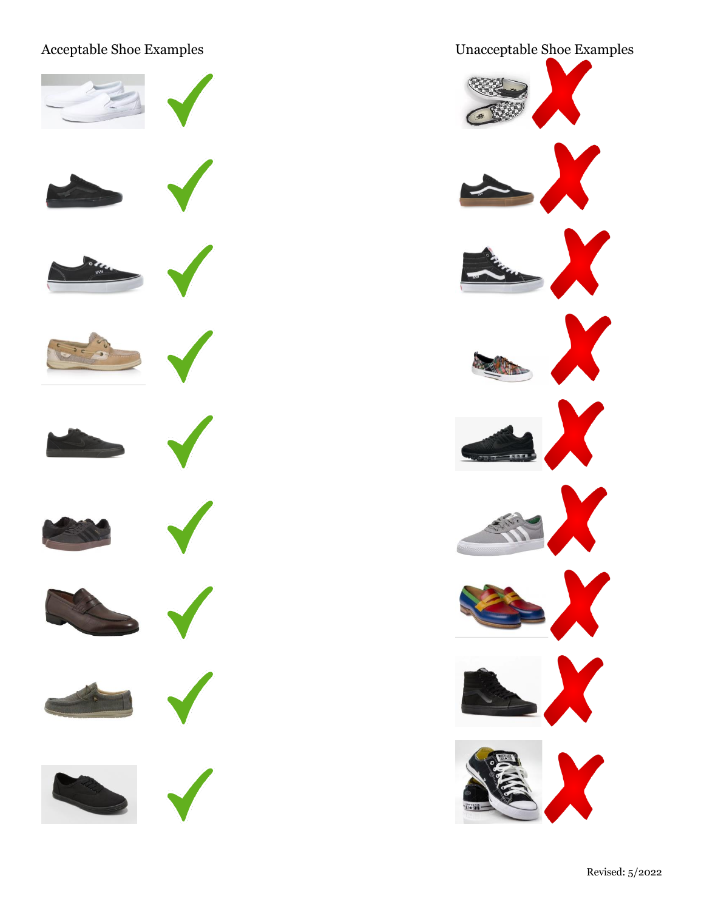Acceptable Shoe Examples

Unacceptable Shoe Examples

Revised: 5/2022